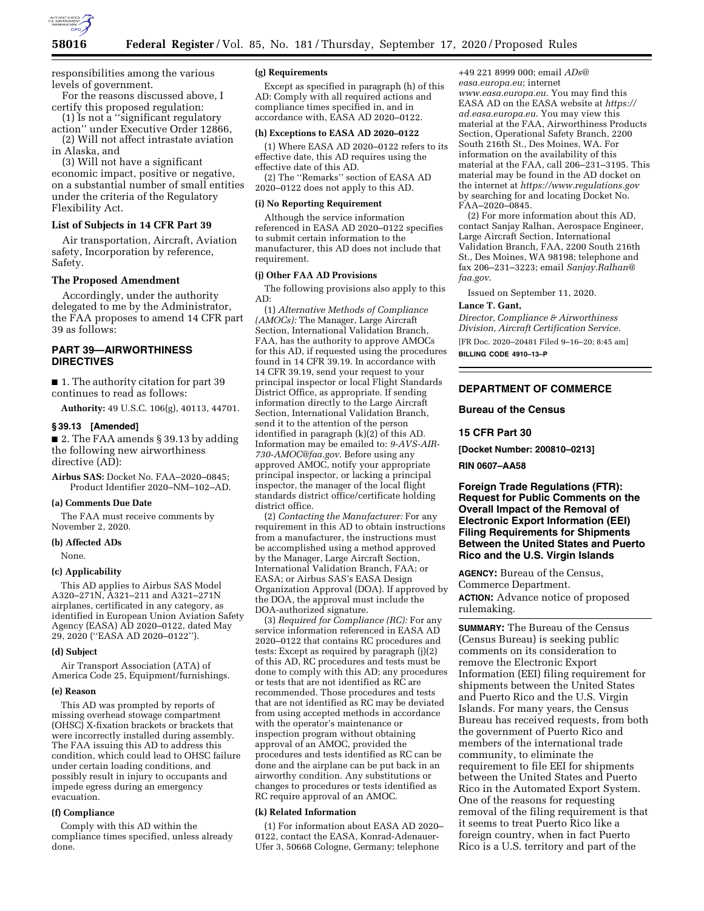responsibilities among the various levels of government.

For the reasons discussed above, I certify this proposed regulation:

(1) Is not a ''significant regulatory action'' under Executive Order 12866,

(2) Will not affect intrastate aviation in Alaska, and

(3) Will not have a significant economic impact, positive or negative, on a substantial number of small entities under the criteria of the Regulatory Flexibility Act.

### List of Subjects in 14 CFR Part 39

Air transportation, Aircraft, Aviation safety, Incorporation by reference, Safety.

### The Proposed Amendment

Accordingly, under the authority delegated to me by the Administrator, the FAA proposes to amend 14 CFR part 39 as follows:

## PART 39—AIRWORTHINESS DIRECTIVES

■ 1. The authority citation for part 39 continues to read as follows:

**Authority:** 49 U.S.C. 106(g), 40113, 44701.

### § 39.13 [Amended]

■ 2. The FAA amends § 39.13 by adding the following new airworthiness directive (AD):

**Airbus SAS:** Docket No. FAA–2020–0845; Product Identifier 2020–NM–102–AD.

#### (a) Comments Due Date

The FAA must receive comments by November 2, 2020.

#### (b) Affected ADs

None.

#### (c) Applicability

This AD applies to Airbus SAS Model A320–271N, A321–211 and A321–271N airplanes, certificated in any category, as identified in European Union Aviation Safety Agency (EASA) AD 2020–0122, dated May 29, 2020 (''EASA AD 2020–0122'').

#### (d) Subject

Air Transport Association (ATA) of America Code 25, Equipment/furnishings.

#### (e) Reason

This AD was prompted by reports of missing overhead stowage compartment (OHSC) X-fixation brackets or brackets that were incorrectly installed during assembly. The FAA issuing this AD to address this condition, which could lead to OHSC failure under certain loading conditions, and possibly result in injury to occupants and impede egress during an emergency evacuation.

#### (f) Compliance

Comply with this AD within the compliance times specified, unless already done.

#### (g) Requirements

Except as specified in paragraph (h) of this AD: Comply with all required actions and compliance times specified in, and in accordance with, EASA AD 2020–0122.

#### (h) Exceptions to EASA AD 2020–0122

(1) Where EASA AD 2020–0122 refers to its effective date, this AD requires using the effective date of this AD.

(2) The ''Remarks'' section of EASA AD 2020–0122 does not apply to this AD.

#### (i) No Reporting Requirement

Although the service information referenced in EASA AD 2020–0122 specifies to submit certain information to the manufacturer, this AD does not include that requirement.

#### (j) Other FAA AD Provisions

The following provisions also apply to this AD:

(1) *Alternative Methods of Compliance (AMOCs):* The Manager, Large Aircraft Section, International Validation Branch, FAA, has the authority to approve AMOCs for this AD, if requested using the procedures found in 14 CFR 39.19. In accordance with 14 CFR 39.19, send your request to your principal inspector or local Flight Standards District Office, as appropriate. If sending information directly to the Large Aircraft Section, International Validation Branch, send it to the attention of the person identified in paragraph (k)(2) of this AD. Information may be emailed to: *9-AVS-AIR-730-AMOC@faa.gov*. Before using any approved AMOC, notify your appropriate principal inspector, or lacking a principal inspector, the manager of the local flight standards district office/certificate holding district office.

(2) *Contacting the Manufacturer:* For any requirement in this AD to obtain instructions from a manufacturer, the instructions must be accomplished using a method approved by the Manager, Large Aircraft Section, International Validation Branch, FAA; or EASA; or Airbus SAS's EASA Design Organization Approval (DOA). If approved by the DOA, the approval must include the DOA-authorized signature.

(3) *Required for Compliance (RC):* For any service information referenced in EASA AD 2020–0122 that contains RC procedures and tests: Except as required by paragraph (j)(2) of this AD, RC procedures and tests must be done to comply with this AD; any procedures or tests that are not identified as RC are recommended. Those procedures and tests that are not identified as RC may be deviated from using accepted methods in accordance with the operator's maintenance or inspection program without obtaining approval of an AMOC, provided the procedures and tests identified as RC can be done and the airplane can be put back in an airworthy condition. Any substitutions or changes to procedures or tests identified as RC require approval of an AMOC.

#### (k) Related Information

(1) For information about EASA AD 2020–0122, contact the EASA, Konrad-Adenauer-Ufer 3, 50668 Cologne, Germany; telephone +49 221 8999 000; email *ADs@easa.europa.eu*; internet *www.easa.europa.eu*. You may find this EASA AD on the EASA website at *https://ad.easa.europa.eu*. You may view this material at the FAA, Airworthiness Products Section, Operational Safety Branch, 2200 South 216th St., Des Moines, WA. For information on the availability of this material at the FAA, call 206–231–3195. This material may be found in the AD docket on the internet at *https://www.regulations.gov* by searching for and locating Docket No. FAA–2020–0845.

(2) For more information about this AD, contact Sanjay Ralhan, Aerospace Engineer, Large Aircraft Section, International Validation Branch, FAA, 2200 South 216th St., Des Moines, WA 98198; telephone and fax 206–231–3223; email *Sanjay.Ralhan@faa.gov*.

Issued on September 11, 2020.

**Lance T. Gant,**

*Director, Compliance & Airworthiness Division, Aircraft Certification Service.*

[FR Doc. 2020–20481 Filed 9–16–20; 8:45 am]

**BILLING CODE 4910–13–P**

## DEPARTMENT OF COMMERCE

### Bureau of the Census

### 15 CFR Part 30

**[Docket Number: 200810–0213]**

**RIN 0607–AA58**

### Foreign Trade Regulations (FTR): Request for Public Comments on the Overall Impact of the Removal of Electronic Export Information (EEI) Filing Requirements for Shipments Between the United States and Puerto Rico and the U.S. Virgin Islands

**AGENCY:** Bureau of the Census, Commerce Department.

**ACTION:** Advance notice of proposed rulemaking.

**SUMMARY:** The Bureau of the Census (Census Bureau) is seeking public comments on its consideration to remove the Electronic Export Information (EEI) filing requirement for shipments between the United States and Puerto Rico and the U.S. Virgin Islands. For many years, the Census Bureau has received requests, from both the government of Puerto Rico and members of the international trade community, to eliminate the requirement to file EEI for shipments between the United States and Puerto Rico in the Automated Export System. One of the reasons for requesting removal of the filing requirement is that it seems to treat Puerto Rico like a foreign country, when in fact Puerto Rico is a U.S. territory and part of the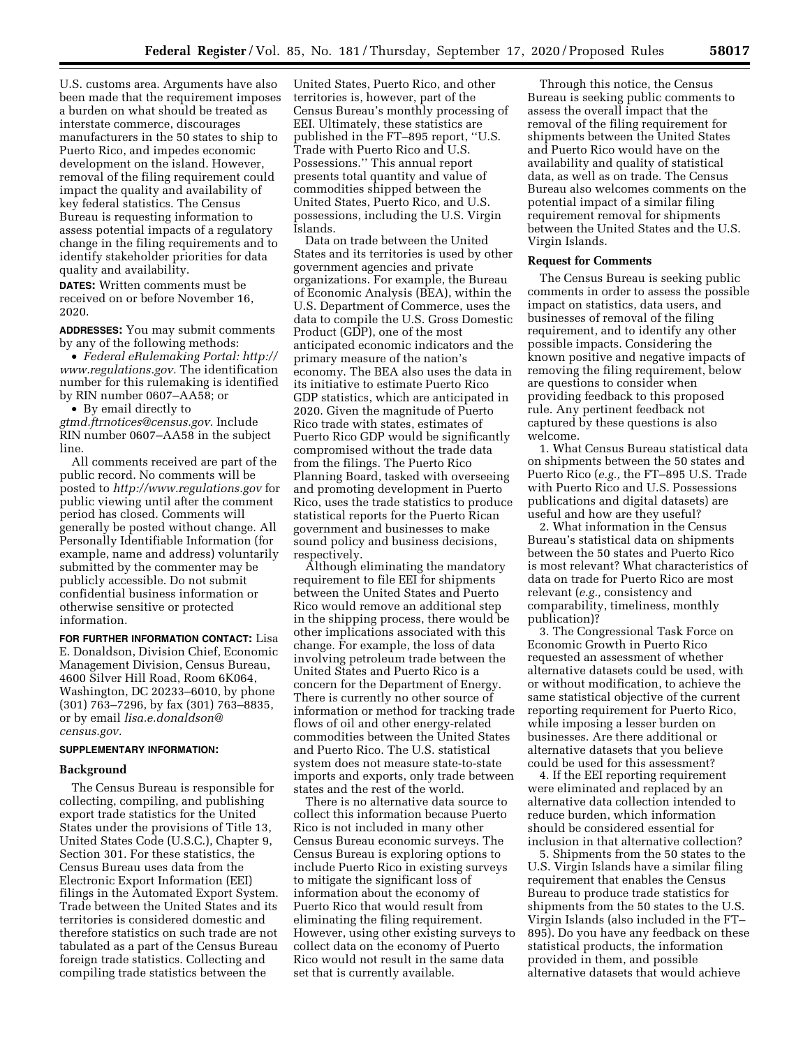U.S. customs area. Arguments have also been made that the requirement imposes a burden on what should be treated as interstate commerce, discourages manufacturers in the 50 states to ship to Puerto Rico, and impedes economic development on the island. However, removal of the filing requirement could impact the quality and availability of key federal statistics. The Census Bureau is requesting information to assess potential impacts of a regulatory change in the filing requirements and to identify stakeholder priorities for data quality and availability.

**DATES:** Written comments must be received on or before November 16, 2020.

**ADDRESSES:** You may submit comments by any of the following methods:

- *Federal eRulemaking Portal: http://www.regulations.gov.* The identification number for this rulemaking is identified by RIN number 0607–AA58; or
- By email directly to *gtmd.ftrnotices@census.gov.* Include RIN number 0607–AA58 in the subject line.

All comments received are part of the public record. No comments will be posted to *http://www.regulations.gov* for public viewing until after the comment period has closed. Comments will generally be posted without change. All Personally Identifiable Information (for example, name and address) voluntarily submitted by the commenter may be publicly accessible. Do not submit confidential business information or otherwise sensitive or protected information.

**FOR FURTHER INFORMATION CONTACT:** Lisa E. Donaldson, Division Chief, Economic Management Division, Census Bureau, 4600 Silver Hill Road, Room 6K064, Washington, DC 20233–6010, by phone (301) 763–7296, by fax (301) 763–8835, or by email *lisa.e.donaldson@census.gov.*

**SUPPLEMENTARY INFORMATION:**

**Background**

The Census Bureau is responsible for collecting, compiling, and publishing export trade statistics for the United States under the provisions of Title 13, United States Code (U.S.C.), Chapter 9, Section 301. For these statistics, the Census Bureau uses data from the Electronic Export Information (EEI) filings in the Automated Export System. Trade between the United States and its territories is considered domestic and therefore statistics on such trade are not tabulated as a part of the Census Bureau foreign trade statistics. Collecting and compiling trade statistics between the United States, Puerto Rico, and other territories is, however, part of the Census Bureau's monthly processing of EEI. Ultimately, these statistics are published in the FT–895 report, ''U.S. Trade with Puerto Rico and U.S. Possessions.'' This annual report presents total quantity and value of commodities shipped between the United States, Puerto Rico, and U.S. possessions, including the U.S. Virgin Islands.

Data on trade between the United States and its territories is used by other government agencies and private organizations. For example, the Bureau of Economic Analysis (BEA), within the U.S. Department of Commerce, uses the data to compile the U.S. Gross Domestic Product (GDP), one of the most anticipated economic indicators and the primary measure of the nation's economy. The BEA also uses the data in its initiative to estimate Puerto Rico GDP statistics, which are anticipated in 2020. Given the magnitude of Puerto Rico trade with states, estimates of Puerto Rico GDP would be significantly compromised without the trade data from the filings. The Puerto Rico Planning Board, tasked with overseeing and promoting development in Puerto Rico, uses the trade statistics to produce statistical reports for the Puerto Rican government and businesses to make sound policy and business decisions, respectively.

Although eliminating the mandatory requirement to file EEI for shipments between the United States and Puerto Rico would remove an additional step in the shipping process, there would be other implications associated with this change. For example, the loss of data involving petroleum trade between the United States and Puerto Rico is a concern for the Department of Energy. There is currently no other source of information or method for tracking trade flows of oil and other energy-related commodities between the United States and Puerto Rico. The U.S. statistical system does not measure state-to-state imports and exports, only trade between states and the rest of the world.

There is no alternative data source to collect this information because Puerto Rico is not included in many other Census Bureau economic surveys. The Census Bureau is exploring options to include Puerto Rico in existing surveys to mitigate the significant loss of information about the economy of Puerto Rico that would result from eliminating the filing requirement. However, using other existing surveys to collect data on the economy of Puerto Rico would not result in the same data set that is currently available.

Through this notice, the Census Bureau is seeking public comments to assess the overall impact that the removal of the filing requirement for shipments between the United States and Puerto Rico would have on the availability and quality of statistical data, as well as on trade. The Census Bureau also welcomes comments on the potential impact of a similar filing requirement removal for shipments between the United States and the U.S. Virgin Islands.

**Request for Comments**

The Census Bureau is seeking public comments in order to assess the possible impact on statistics, data users, and businesses of removal of the filing requirement, and to identify any other possible impacts. Considering the known positive and negative impacts of removing the filing requirement, below are questions to consider when providing feedback to this proposed rule. Any pertinent feedback not captured by these questions is also welcome.

1. What Census Bureau statistical data on shipments between the 50 states and Puerto Rico (*e.g.,* the FT–895 U.S. Trade with Puerto Rico and U.S. Possessions publications and digital datasets) are useful and how are they useful?

2. What information in the Census Bureau's statistical data on shipments between the 50 states and Puerto Rico is most relevant? What characteristics of data on trade for Puerto Rico are most relevant (*e.g.,* consistency and comparability, timeliness, monthly publication)?

3. The Congressional Task Force on Economic Growth in Puerto Rico requested an assessment of whether alternative datasets could be used, with or without modification, to achieve the same statistical objective of the current reporting requirement for Puerto Rico, while imposing a lesser burden on businesses. Are there additional or alternative datasets that you believe could be used for this assessment?

4. If the EEI reporting requirement were eliminated and replaced by an alternative data collection intended to reduce burden, which information should be considered essential for inclusion in that alternative collection?

5. Shipments from the 50 states to the U.S. Virgin Islands have a similar filing requirement that enables the Census Bureau to produce trade statistics for shipments from the 50 states to the U.S. Virgin Islands (also included in the FT–895). Do you have any feedback on these statistical products, the information provided in them, and possible alternative datasets that would achieve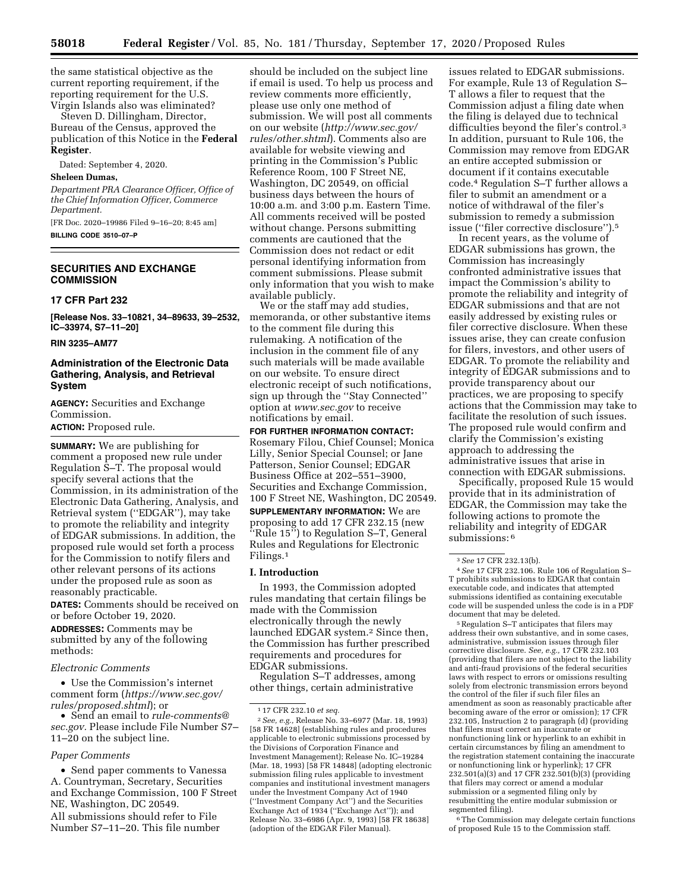the same statistical objective as the current reporting requirement, if the reporting requirement for the U.S. Virgin Islands also was eliminated?

Steven D. Dillingham, Director, Bureau of the Census, approved the publication of this Notice in the **Federal Register**.

Dated: September 4, 2020.

**Sheleen Dumas,**

*Department PRA Clearance Officer, Office of the Chief Information Officer, Commerce Department.*

[FR Doc. 2020–19986 Filed 9–16–20; 8:45 am]

**BILLING CODE 3510–07–P**

## SECURITIES AND EXCHANGE COMMISSION

### 17 CFR Part 232

**[Release Nos. 33–10821, 34–89633, 39–2532, IC–33974, S7–11–20]**

**RIN 3235–AM77**

### Administration of the Electronic Data Gathering, Analysis, and Retrieval System

**AGENCY:** Securities and Exchange Commission.

**ACTION:** Proposed rule.

**SUMMARY:** We are publishing for comment a proposed new rule under Regulation S–T. The proposal would specify several actions that the Commission, in its administration of the Electronic Data Gathering, Analysis, and Retrieval system (''EDGAR''), may take to promote the reliability and integrity of EDGAR submissions. In addition, the proposed rule would set forth a process for the Commission to notify filers and other relevant persons of its actions under the proposed rule as soon as reasonably practicable.

**DATES:** Comments should be received on or before October 19, 2020.

**ADDRESSES:** Comments may be submitted by any of the following methods:

*Electronic Comments*

- Use the Commission's internet comment form (*https://www.sec.gov/rules/proposed.shtml*); or
- Send an email to *rule-comments@sec.gov.* Please include File Number S7–11–20 on the subject line.

*Paper Comments*

- Send paper comments to Vanessa A. Countryman, Secretary, Securities and Exchange Commission, 100 F Street NE, Washington, DC 20549.

All submissions should refer to File Number S7–11–20. This file number should be included on the subject line if email is used. To help us process and review comments more efficiently, please use only one method of submission. We will post all comments on our website (*http://www.sec.gov/rules/other.shtml*). Comments also are available for website viewing and printing in the Commission's Public Reference Room, 100 F Street NE, Washington, DC 20549, on official business days between the hours of 10:00 a.m. and 3:00 p.m. Eastern Time. All comments received will be posted without change. Persons submitting comments are cautioned that the Commission does not redact or edit personal identifying information from comment submissions. Please submit only information that you wish to make available publicly.

We or the staff may add studies, memoranda, or other substantive items to the comment file during this rulemaking. A notification of the inclusion in the comment file of any such materials will be made available on our website. To ensure direct electronic receipt of such notifications, sign up through the ''Stay Connected'' option at *www.sec.gov* to receive notifications by email.

**FOR FURTHER INFORMATION CONTACT:** Rosemary Filou, Chief Counsel; Monica Lilly, Senior Special Counsel; or Jane Patterson, Senior Counsel; EDGAR Business Office at 202–551–3900, Securities and Exchange Commission, 100 F Street NE, Washington, DC 20549.

**SUPPLEMENTARY INFORMATION:** We are proposing to add 17 CFR 232.15 (new ''Rule 15'') to Regulation S–T, General Rules and Regulations for Electronic Filings.[1]

## I. Introduction

In 1993, the Commission adopted rules mandating that certain filings be made with the Commission electronically through the newly launched EDGAR system.[2] Since then, the Commission has further prescribed requirements and procedures for EDGAR submissions.

Regulation S–T addresses, among other things, certain administrative issues related to EDGAR submissions. For example, Rule 13 of Regulation S–T allows a filer to request that the Commission adjust a filing date when the filing is delayed due to technical difficulties beyond the filer's control.[3] In addition, pursuant to Rule 106, the Commission may remove from EDGAR an entire accepted submission or document if it contains executable code.[4] Regulation S–T further allows a filer to submit an amendment or a notice of withdrawal of the filer's submission to remedy a submission issue (''filer corrective disclosure'').[5]

In recent years, as the volume of EDGAR submissions has grown, the Commission has increasingly confronted administrative issues that impact the Commission's ability to promote the reliability and integrity of EDGAR submissions and that are not easily addressed by existing rules or filer corrective disclosure. When these issues arise, they can create confusion for filers, investors, and other users of EDGAR. To promote the reliability and integrity of EDGAR submissions and to provide transparency about our practices, we are proposing to specify actions that the Commission may take to facilitate the resolution of such issues. The proposed rule would confirm and clarify the Commission's existing approach to addressing the administrative issues that arise in connection with EDGAR submissions.

Specifically, proposed Rule 15 would provide that in its administration of EDGAR, the Commission may take the following actions to promote the reliability and integrity of EDGAR submissions:[6]

---

[1] 17 CFR 232.10 *et seq.*

[2] *See, e.g.,* Release No. 33–6977 (Mar. 18, 1993) [58 FR 14628] (establishing rules and procedures applicable to electronic submissions processed by the Divisions of Corporation Finance and Investment Management); Release No. IC–19284 (Mar. 18, 1993) [58 FR 14848] (adopting electronic submission filing rules applicable to investment companies and institutional investment managers under the Investment Company Act of 1940 (''Investment Company Act'') and the Securities Exchange Act of 1934 (''Exchange Act'')); and Release No. 33–6986 (Apr. 9, 1993) [58 FR 18638] (adoption of the EDGAR Filer Manual).

[3] *See* 17 CFR 232.13(b).

[4] *See* 17 CFR 232.106. Rule 106 of Regulation S–T prohibits submissions to EDGAR that contain executable code, and indicates that attempted submissions identified as containing executable code will be suspended unless the code is in a PDF document that may be deleted.

[5] Regulation S–T anticipates that filers may address their own substantive, and in some cases, administrative, submission issues through filer corrective disclosure. *See, e.g.,* 17 CFR 232.103 (providing that filers are not subject to the liability and anti-fraud provisions of the federal securities laws with respect to errors or omissions resulting solely from electronic transmission errors beyond the control of the filer if such filer files an amendment as soon as reasonably practicable after becoming aware of the error or omission); 17 CFR 232.105, Instruction 2 to paragraph (d) (providing that filers must correct an inaccurate or nonfunctioning link or hyperlink to an exhibit in certain circumstances by filing an amendment to the registration statement containing the inaccurate or nonfunctioning link or hyperlink); 17 CFR 232.501(a)(3) and 17 CFR 232.501(b)(3) (providing that filers may correct or amend a modular submission or a segmented filing only by resubmitting the entire modular submission or segmented filing).

[6] The Commission may delegate certain functions of proposed Rule 15 to the Commission staff.